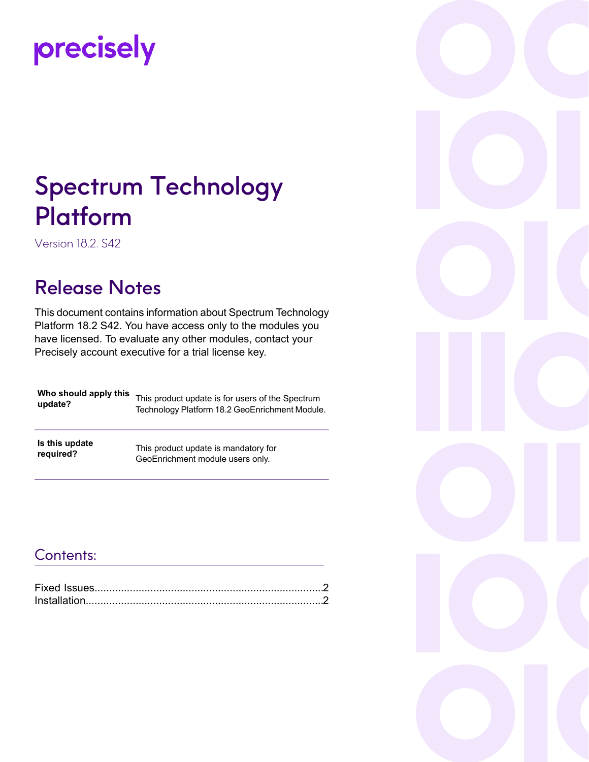precisely

# Spectrum Technology Platform

Version 18.2. S42

## Release Notes

This document contains information about Spectrum Technology Platform 18.2 S42. You have access only to the modules you have licensed. To evaluate any other modules, contact your Precisely account executive for a trial license key.

| | |
|---|---|
| **Who should apply this update?** | This product update is for users of the Spectrum Technology Platform 18.2 GeoEnrichment Module. |
| **Is this update required?** | This product update is mandatory for GeoEnrichment module users only. |

## Contents:

Fixed Issues..........................................................................2
Installation............................................................................2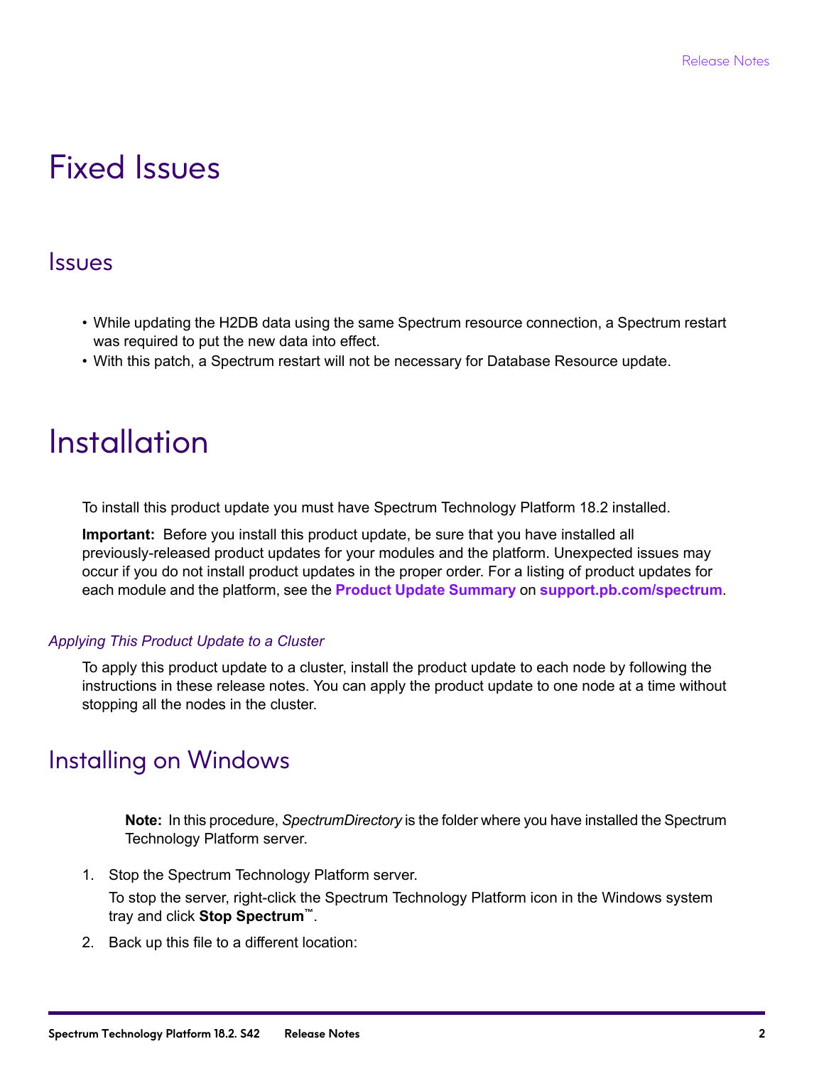# Fixed Issues

## Issues

- While updating the H2DB data using the same Spectrum resource connection, a Spectrum restart was required to put the new data into effect.
- With this patch, a Spectrum restart will not be necessary for Database Resource update.

# Installation

To install this product update you must have Spectrum Technology Platform 18.2 installed.

**Important:** Before you install this product update, be sure that you have installed all previously-released product updates for your modules and the platform. Unexpected issues may occur if you do not install product updates in the proper order. For a listing of product updates for each module and the platform, see the **Product Update Summary** on **support.pb.com/spectrum**.

### *Applying This Product Update to a Cluster*

To apply this product update to a cluster, install the product update to each node by following the instructions in these release notes. You can apply the product update to one node at a time without stopping all the nodes in the cluster.

## Installing on Windows

**Note:** In this procedure, *SpectrumDirectory* is the folder where you have installed the Spectrum Technology Platform server.

1. Stop the Spectrum Technology Platform server.

   To stop the server, right-click the Spectrum Technology Platform icon in the Windows system tray and click **Stop Spectrum™**.

2. Back up this file to a different location: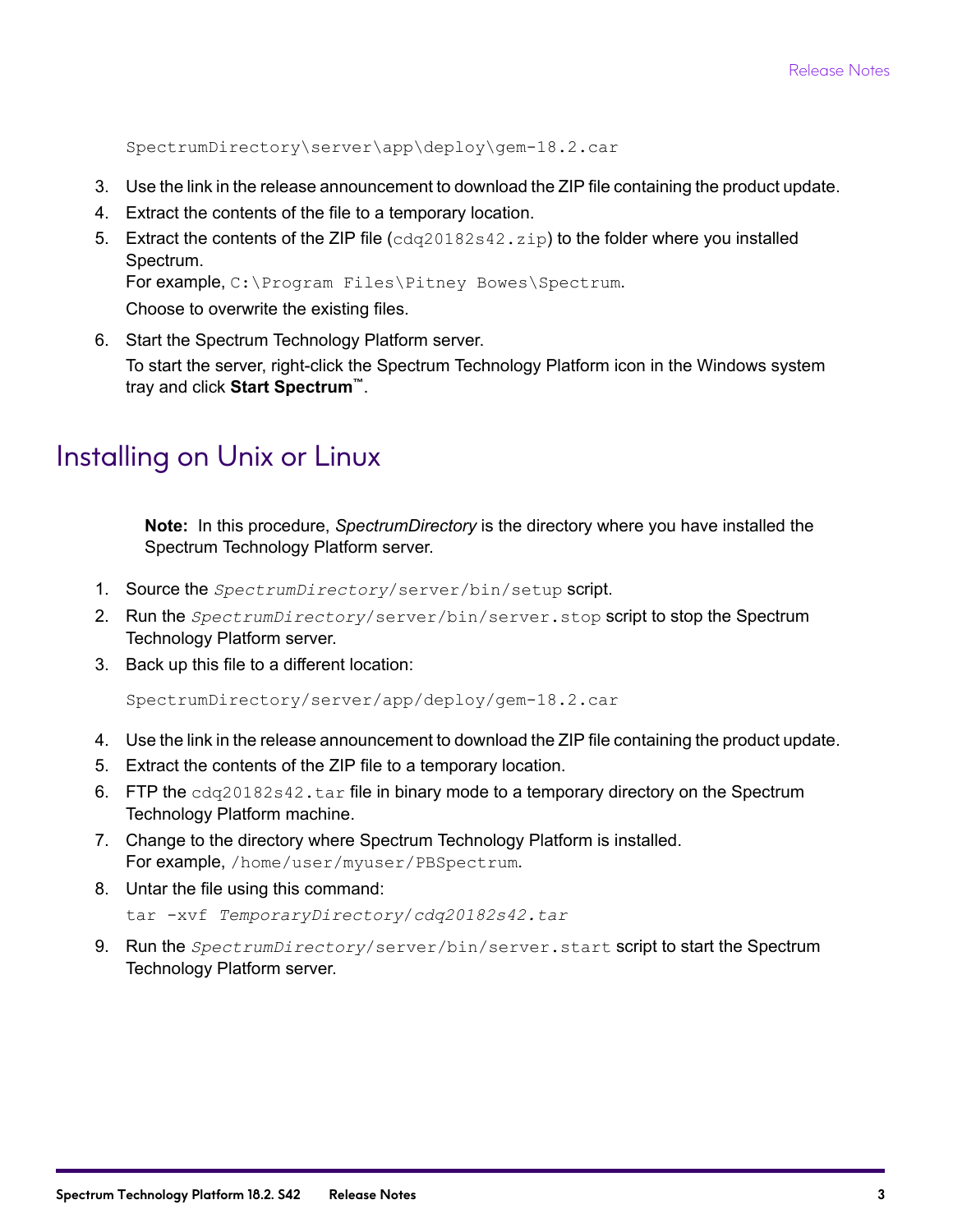```
SpectrumDirectory\server\app\deploy\gem-18.2.car
```

3. Use the link in the release announcement to download the ZIP file containing the product update.
4. Extract the contents of the file to a temporary location.
5. Extract the contents of the ZIP file (`cdq20182s42.zip`) to the folder where you installed Spectrum.
   For example, `C:\Program Files\Pitney Bowes\Spectrum`.
   
   Choose to overwrite the existing files.
6. Start the Spectrum Technology Platform server.
   
   To start the server, right-click the Spectrum Technology Platform icon in the Windows system tray and click **Start Spectrum™**.

## Installing on Unix or Linux

> **Note:** In this procedure, *SpectrumDirectory* is the directory where you have installed the Spectrum Technology Platform server.

1. Source the *SpectrumDirectory*`/server/bin/setup` script.
2. Run the *SpectrumDirectory*`/server/bin/server.stop` script to stop the Spectrum Technology Platform server.
3. Back up this file to a different location:

   ```
   SpectrumDirectory/server/app/deploy/gem-18.2.car
   ```

4. Use the link in the release announcement to download the ZIP file containing the product update.
5. Extract the contents of the ZIP file to a temporary location.
6. FTP the `cdq20182s42.tar` file in binary mode to a temporary directory on the Spectrum Technology Platform machine.
7. Change to the directory where Spectrum Technology Platform is installed.
   For example, `/home/user/myuser/PBSpectrum`.
8. Untar the file using this command:

   ```
   tar -xvf TemporaryDirectory/cdq20182s42.tar
   ```

9. Run the *SpectrumDirectory*`/server/bin/server.start` script to start the Spectrum Technology Platform server.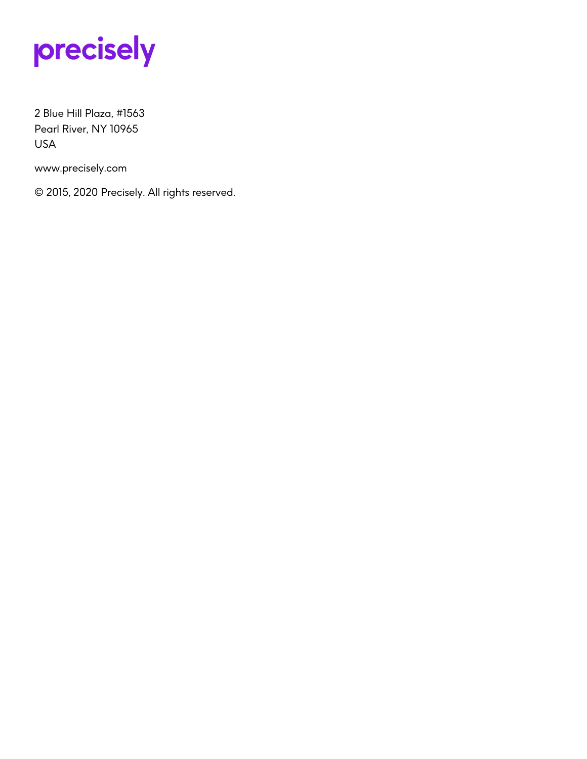precisely

2 Blue Hill Plaza, #1563
Pearl River, NY 10965
USA

www.precisely.com

© 2015, 2020 Precisely. All rights reserved.